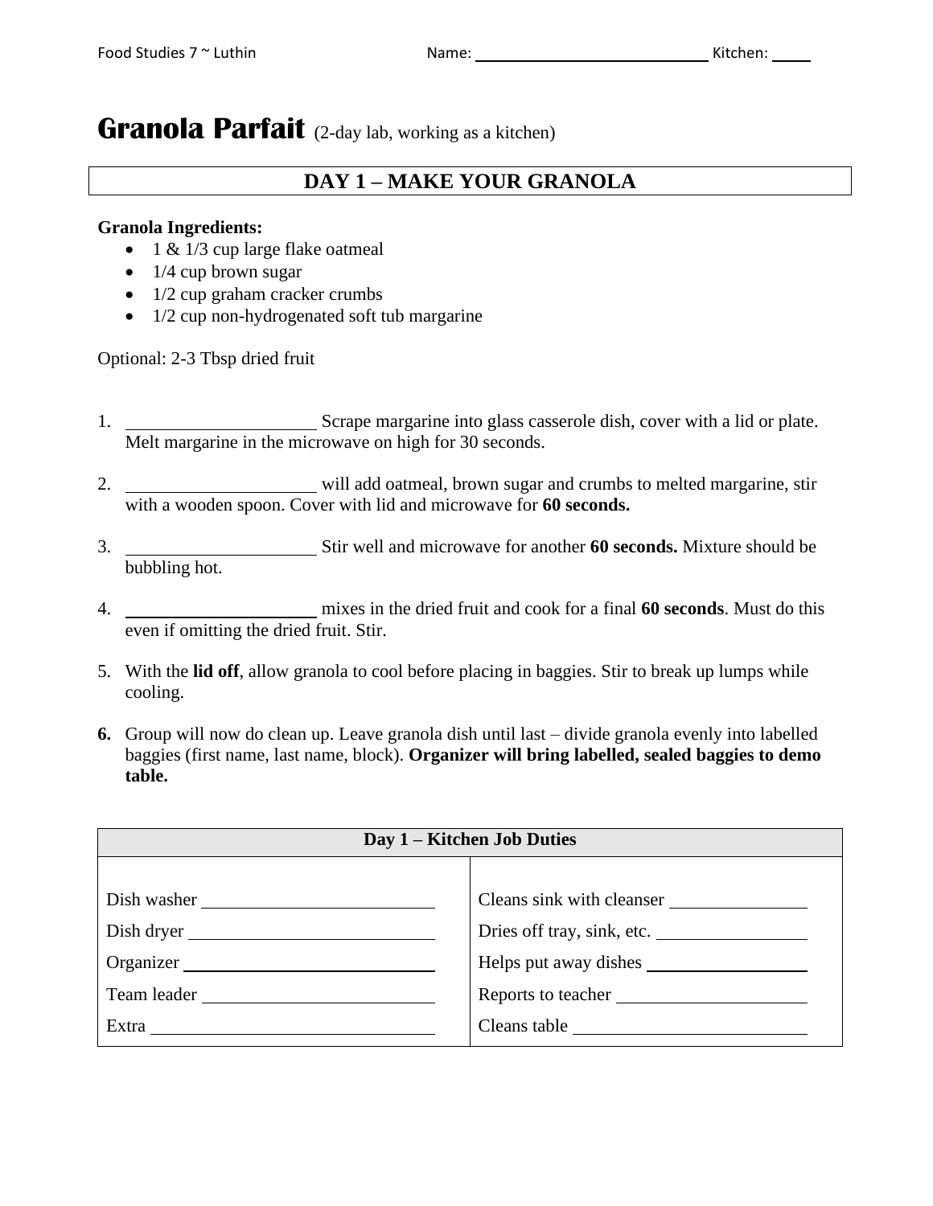Food Studies 7 ~ Luthin Name: ______________________________ Kitchen: _____

# Granola Parfait (2-day lab, working as a kitchen)

## DAY 1 – MAKE YOUR GRANOLA

**Granola Ingredients:**

- 1 & 1/3 cup large flake oatmeal
- 1/4 cup brown sugar
- 1/2 cup graham cracker crumbs
- 1/2 cup non-hydrogenated soft tub margarine

Optional: 2-3 Tbsp dried fruit

1. ______________________ Scrape margarine into glass casserole dish, cover with a lid or plate. Melt margarine in the microwave on high for 30 seconds.

2. ______________________ will add oatmeal, brown sugar and crumbs to melted margarine, stir with a wooden spoon. Cover with lid and microwave for **60 seconds.**

3. ______________________ Stir well and microwave for another **60 seconds.** Mixture should be bubbling hot.

4. ______________________ mixes in the dried fruit and cook for a final **60 seconds**. Must do this even if omitting the dried fruit. Stir.

5. With the **lid off**, allow granola to cool before placing in baggies. Stir to break up lumps while cooling.

6. Group will now do clean up. Leave granola dish until last – divide granola evenly into labelled baggies (first name, last name, block). **Organizer will bring labelled, sealed baggies to demo table.**

| Day 1 – Kitchen Job Duties | |
|---|---|
| Dish washer ______________________ | Cleans sink with cleanser ______________ |
| Dish dryer ______________________ | Dries off tray, sink, etc. ______________ |
| Organizer ______________________ | Helps put away dishes ______________ |
| Team leader ______________________ | Reports to teacher ______________ |
| Extra ______________________ | Cleans table ______________ |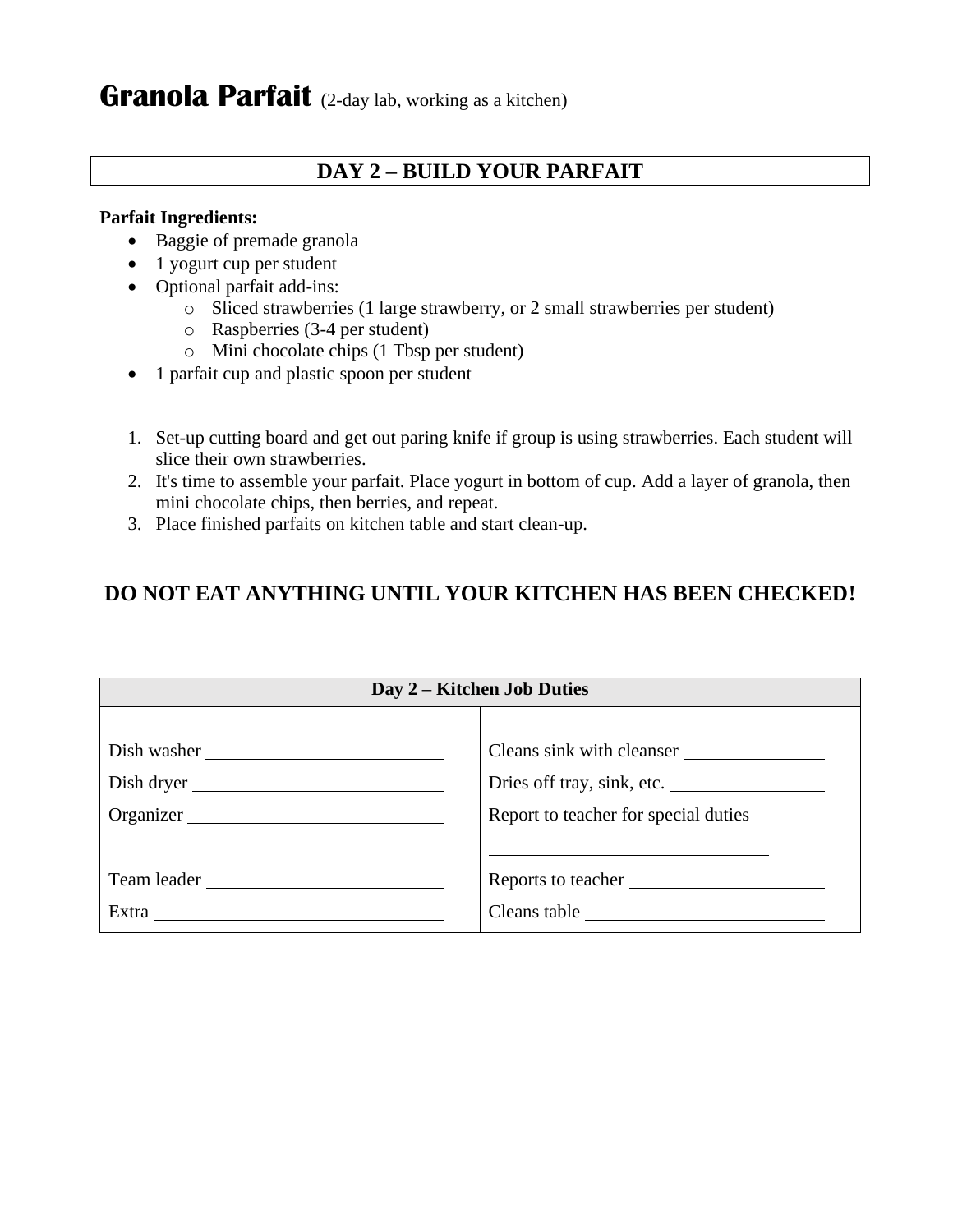# Granola Parfait (2-day lab, working as a kitchen)

## DAY 2 – BUILD YOUR PARFAIT

**Parfait Ingredients:**

- Baggie of premade granola
- 1 yogurt cup per student
- Optional parfait add-ins:
  - Sliced strawberries (1 large strawberry, or 2 small strawberries per student)
  - Raspberries (3-4 per student)
  - Mini chocolate chips (1 Tbsp per student)
- 1 parfait cup and plastic spoon per student

1. Set-up cutting board and get out paring knife if group is using strawberries. Each student will slice their own strawberries.
2. It's time to assemble your parfait. Place yogurt in bottom of cup. Add a layer of granola, then mini chocolate chips, then berries, and repeat.
3. Place finished parfaits on kitchen table and start clean-up.

**DO NOT EAT ANYTHING UNTIL YOUR KITCHEN HAS BEEN CHECKED!**

| Day 2 – Kitchen Job Duties | |
|---|---|
| Dish washer ____________ | Cleans sink with cleanser ____________ |
| Dish dryer ____________ | Dries off tray, sink, etc. ____________ |
| Organizer ____________ | Report to teacher for special duties ____________ |
| Team leader ____________ | Reports to teacher ____________ |
| Extra ____________ | Cleans table ____________ |